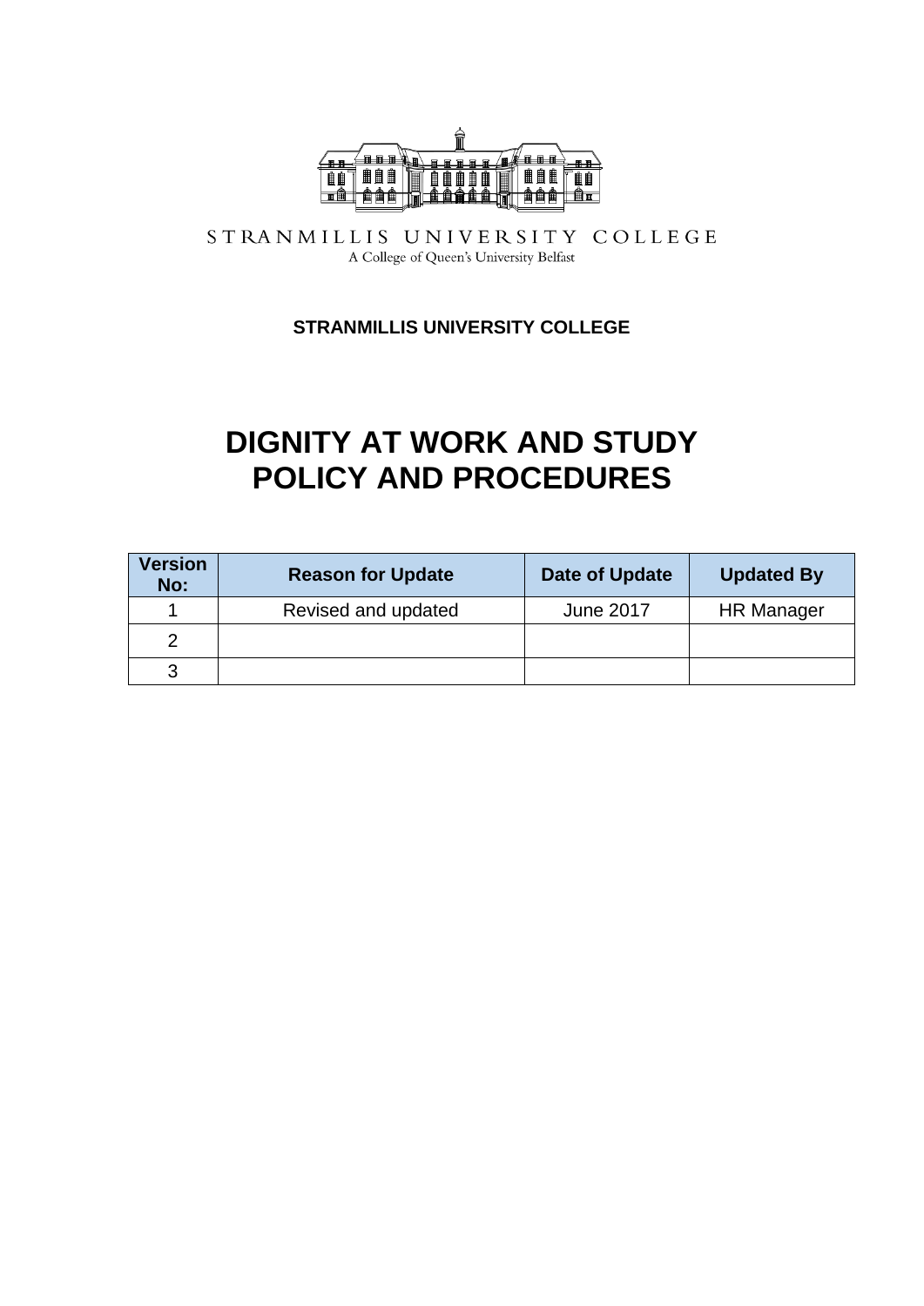STRANMILLIS UNIVERSITY COLLEGE
A College of Queen's University Belfast

**STRANMILLIS UNIVERSITY COLLEGE**

# DIGNITY AT WORK AND STUDY POLICY AND PROCEDURES

| Version No: | Reason for Update | Date of Update | Updated By |
|---|---|---|---|
| 1 | Revised and updated | June 2017 | HR Manager |
| 2 | | | |
| 3 | | | |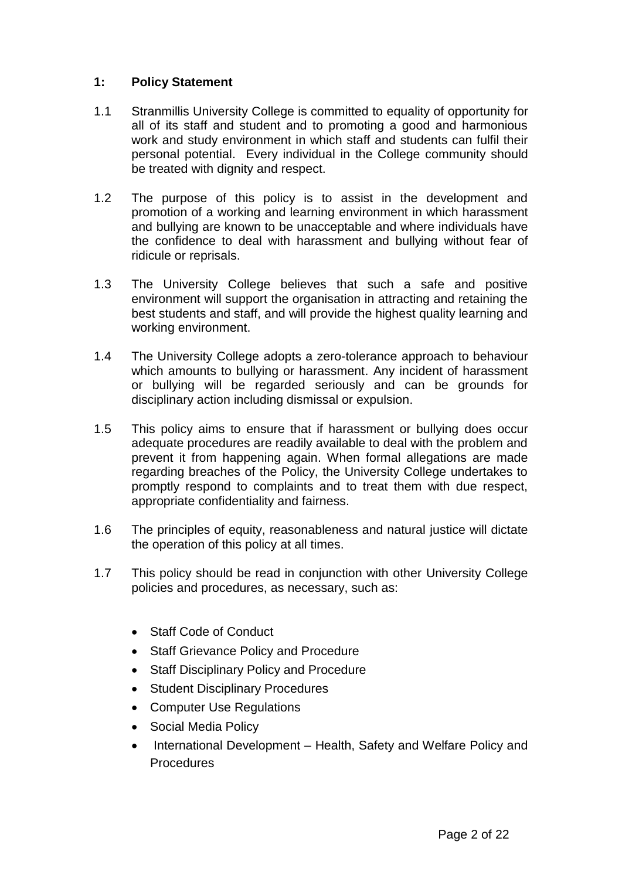## 1: Policy Statement

1.1 Stranmillis University College is committed to equality of opportunity for all of its staff and student and to promoting a good and harmonious work and study environment in which staff and students can fulfil their personal potential. Every individual in the College community should be treated with dignity and respect.

1.2 The purpose of this policy is to assist in the development and promotion of a working and learning environment in which harassment and bullying are known to be unacceptable and where individuals have the confidence to deal with harassment and bullying without fear of ridicule or reprisals.

1.3 The University College believes that such a safe and positive environment will support the organisation in attracting and retaining the best students and staff, and will provide the highest quality learning and working environment.

1.4 The University College adopts a zero-tolerance approach to behaviour which amounts to bullying or harassment. Any incident of harassment or bullying will be regarded seriously and can be grounds for disciplinary action including dismissal or expulsion.

1.5 This policy aims to ensure that if harassment or bullying does occur adequate procedures are readily available to deal with the problem and prevent it from happening again. When formal allegations are made regarding breaches of the Policy, the University College undertakes to promptly respond to complaints and to treat them with due respect, appropriate confidentiality and fairness.

1.6 The principles of equity, reasonableness and natural justice will dictate the operation of this policy at all times.

1.7 This policy should be read in conjunction with other University College policies and procedures, as necessary, such as:

- Staff Code of Conduct
- Staff Grievance Policy and Procedure
- Staff Disciplinary Policy and Procedure
- Student Disciplinary Procedures
- Computer Use Regulations
- Social Media Policy
- International Development – Health, Safety and Welfare Policy and Procedures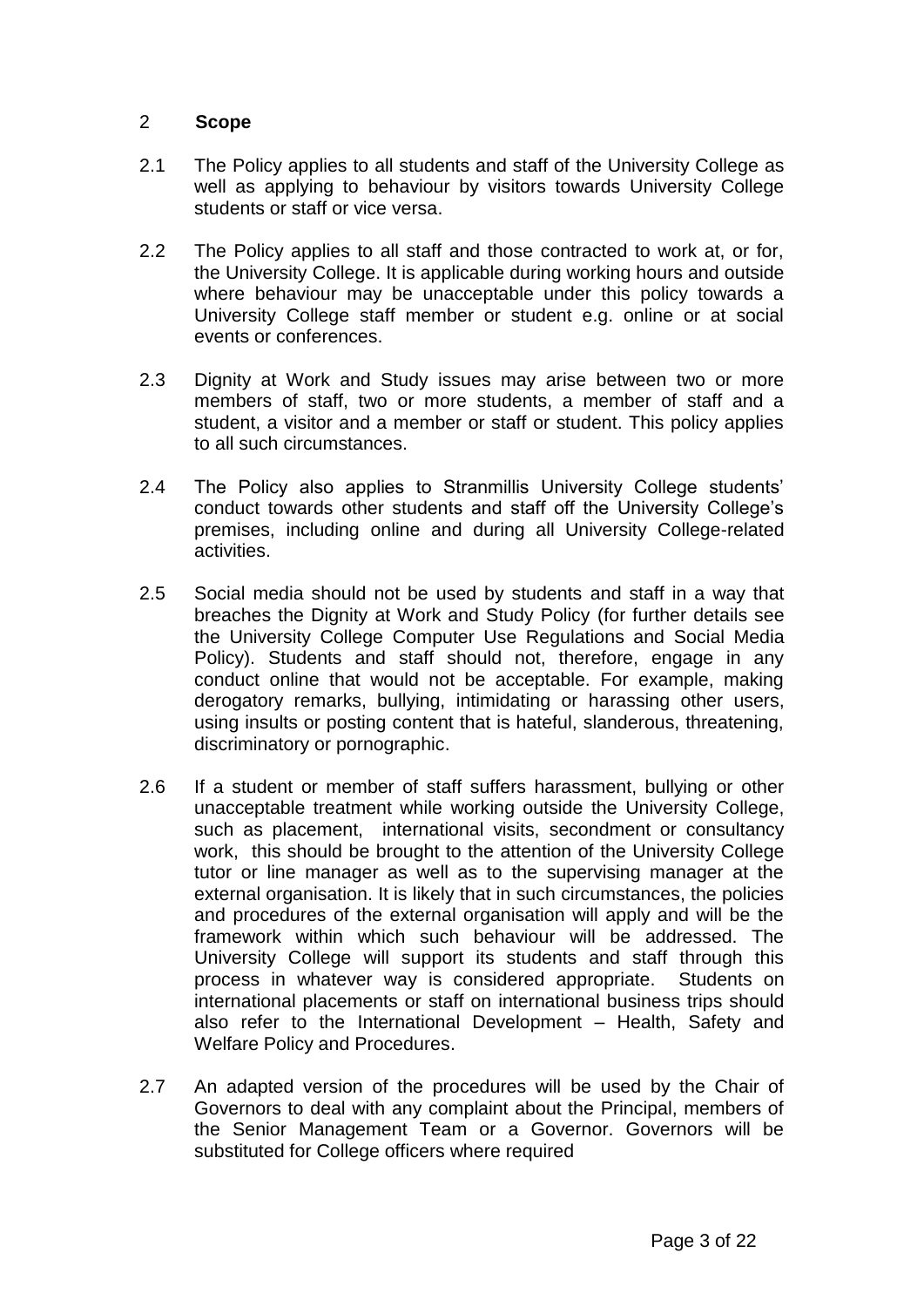## 2 Scope

2.1 The Policy applies to all students and staff of the University College as well as applying to behaviour by visitors towards University College students or staff or vice versa.

2.2 The Policy applies to all staff and those contracted to work at, or for, the University College. It is applicable during working hours and outside where behaviour may be unacceptable under this policy towards a University College staff member or student e.g. online or at social events or conferences.

2.3 Dignity at Work and Study issues may arise between two or more members of staff, two or more students, a member of staff and a student, a visitor and a member or staff or student. This policy applies to all such circumstances.

2.4 The Policy also applies to Stranmillis University College students' conduct towards other students and staff off the University College's premises, including online and during all University College-related activities.

2.5 Social media should not be used by students and staff in a way that breaches the Dignity at Work and Study Policy (for further details see the University College Computer Use Regulations and Social Media Policy). Students and staff should not, therefore, engage in any conduct online that would not be acceptable. For example, making derogatory remarks, bullying, intimidating or harassing other users, using insults or posting content that is hateful, slanderous, threatening, discriminatory or pornographic.

2.6 If a student or member of staff suffers harassment, bullying or other unacceptable treatment while working outside the University College, such as placement, international visits, secondment or consultancy work, this should be brought to the attention of the University College tutor or line manager as well as to the supervising manager at the external organisation. It is likely that in such circumstances, the policies and procedures of the external organisation will apply and will be the framework within which such behaviour will be addressed. The University College will support its students and staff through this process in whatever way is considered appropriate. Students on international placements or staff on international business trips should also refer to the International Development – Health, Safety and Welfare Policy and Procedures.

2.7 An adapted version of the procedures will be used by the Chair of Governors to deal with any complaint about the Principal, members of the Senior Management Team or a Governor. Governors will be substituted for College officers where required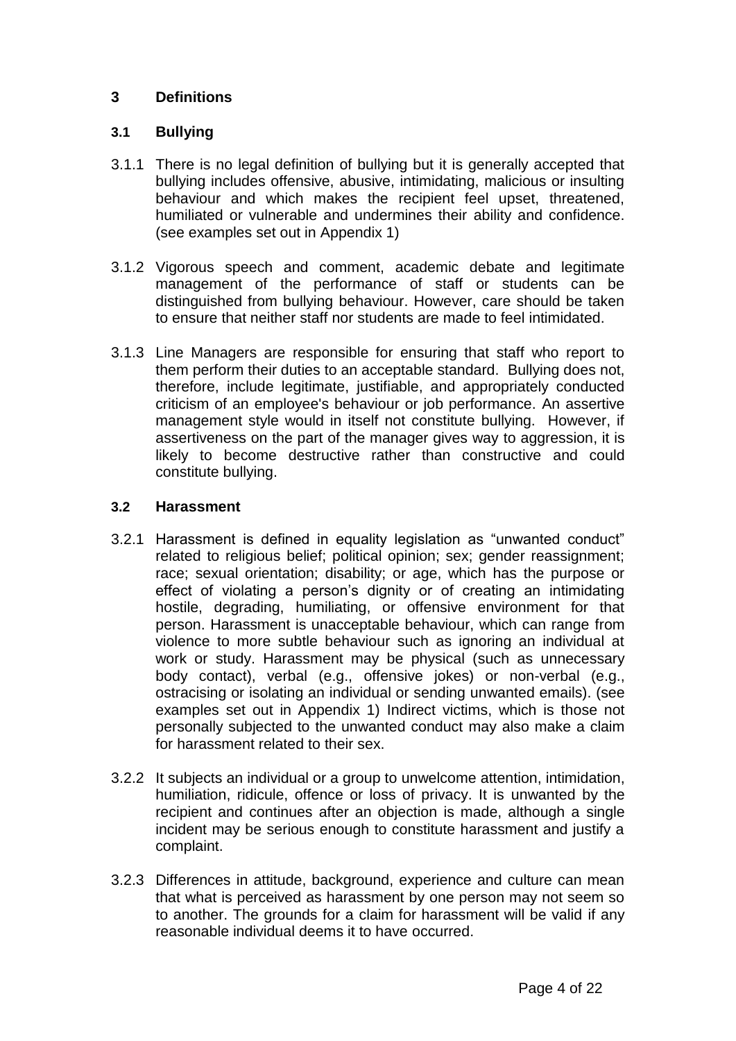## 3 Definitions

### 3.1 Bullying

3.1.1 There is no legal definition of bullying but it is generally accepted that bullying includes offensive, abusive, intimidating, malicious or insulting behaviour and which makes the recipient feel upset, threatened, humiliated or vulnerable and undermines their ability and confidence. (see examples set out in Appendix 1)

3.1.2 Vigorous speech and comment, academic debate and legitimate management of the performance of staff or students can be distinguished from bullying behaviour. However, care should be taken to ensure that neither staff nor students are made to feel intimidated.

3.1.3 Line Managers are responsible for ensuring that staff who report to them perform their duties to an acceptable standard. Bullying does not, therefore, include legitimate, justifiable, and appropriately conducted criticism of an employee's behaviour or job performance. An assertive management style would in itself not constitute bullying. However, if assertiveness on the part of the manager gives way to aggression, it is likely to become destructive rather than constructive and could constitute bullying.

### 3.2 Harassment

3.2.1 Harassment is defined in equality legislation as "unwanted conduct" related to religious belief; political opinion; sex; gender reassignment; race; sexual orientation; disability; or age, which has the purpose or effect of violating a person's dignity or of creating an intimidating hostile, degrading, humiliating, or offensive environment for that person. Harassment is unacceptable behaviour, which can range from violence to more subtle behaviour such as ignoring an individual at work or study. Harassment may be physical (such as unnecessary body contact), verbal (e.g., offensive jokes) or non-verbal (e.g., ostracising or isolating an individual or sending unwanted emails). (see examples set out in Appendix 1) Indirect victims, which is those not personally subjected to the unwanted conduct may also make a claim for harassment related to their sex.

3.2.2 It subjects an individual or a group to unwelcome attention, intimidation, humiliation, ridicule, offence or loss of privacy. It is unwanted by the recipient and continues after an objection is made, although a single incident may be serious enough to constitute harassment and justify a complaint.

3.2.3 Differences in attitude, background, experience and culture can mean that what is perceived as harassment by one person may not seem so to another. The grounds for a claim for harassment will be valid if any reasonable individual deems it to have occurred.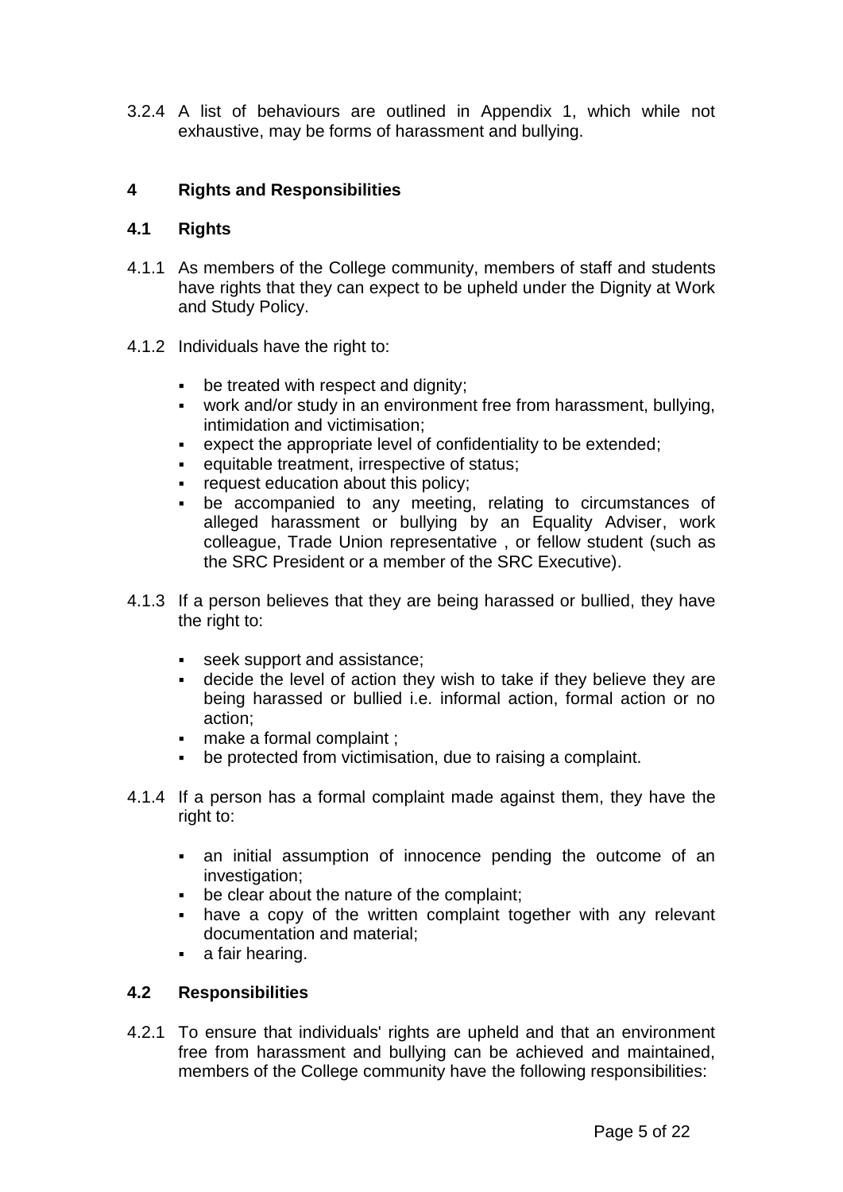3.2.4 A list of behaviours are outlined in Appendix 1, which while not exhaustive, may be forms of harassment and bullying.

## 4 Rights and Responsibilities

### 4.1 Rights

4.1.1 As members of the College community, members of staff and students have rights that they can expect to be upheld under the Dignity at Work and Study Policy.

4.1.2 Individuals have the right to:

- be treated with respect and dignity;
- work and/or study in an environment free from harassment, bullying, intimidation and victimisation;
- expect the appropriate level of confidentiality to be extended;
- equitable treatment, irrespective of status;
- request education about this policy;
- be accompanied to any meeting, relating to circumstances of alleged harassment or bullying by an Equality Adviser, work colleague, Trade Union representative , or fellow student (such as the SRC President or a member of the SRC Executive).

4.1.3 If a person believes that they are being harassed or bullied, they have the right to:

- seek support and assistance;
- decide the level of action they wish to take if they believe they are being harassed or bullied i.e. informal action, formal action or no action;
- make a formal complaint ;
- be protected from victimisation, due to raising a complaint.

4.1.4 If a person has a formal complaint made against them, they have the right to:

- an initial assumption of innocence pending the outcome of an investigation;
- be clear about the nature of the complaint;
- have a copy of the written complaint together with any relevant documentation and material;
- a fair hearing.

### 4.2 Responsibilities

4.2.1 To ensure that individuals' rights are upheld and that an environment free from harassment and bullying can be achieved and maintained, members of the College community have the following responsibilities: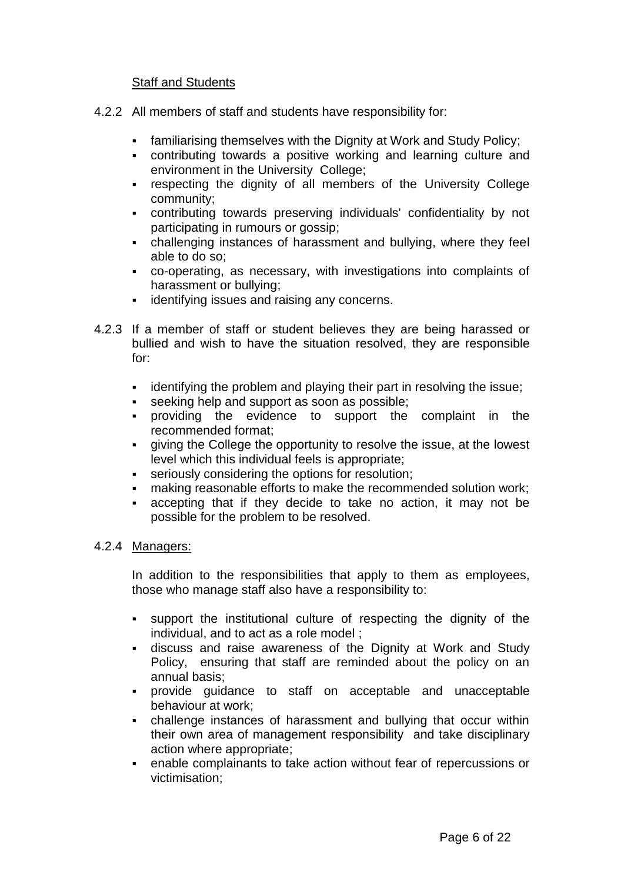<u>Staff and Students</u>

4.2.2 All members of staff and students have responsibility for:

- familiarising themselves with the Dignity at Work and Study Policy;
- contributing towards a positive working and learning culture and environment in the University College;
- respecting the dignity of all members of the University College community;
- contributing towards preserving individuals' confidentiality by not participating in rumours or gossip;
- challenging instances of harassment and bullying, where they feel able to do so;
- co-operating, as necessary, with investigations into complaints of harassment or bullying;
- identifying issues and raising any concerns.

4.2.3 If a member of staff or student believes they are being harassed or bullied and wish to have the situation resolved, they are responsible for:

- identifying the problem and playing their part in resolving the issue;
- seeking help and support as soon as possible;
- providing the evidence to support the complaint in the recommended format;
- giving the College the opportunity to resolve the issue, at the lowest level which this individual feels is appropriate;
- seriously considering the options for resolution;
- making reasonable efforts to make the recommended solution work;
- accepting that if they decide to take no action, it may not be possible for the problem to be resolved.

4.2.4 <u>Managers:</u>

In addition to the responsibilities that apply to them as employees, those who manage staff also have a responsibility to:

- support the institutional culture of respecting the dignity of the individual, and to act as a role model ;
- discuss and raise awareness of the Dignity at Work and Study Policy, ensuring that staff are reminded about the policy on an annual basis;
- provide guidance to staff on acceptable and unacceptable behaviour at work;
- challenge instances of harassment and bullying that occur within their own area of management responsibility and take disciplinary action where appropriate;
- enable complainants to take action without fear of repercussions or victimisation;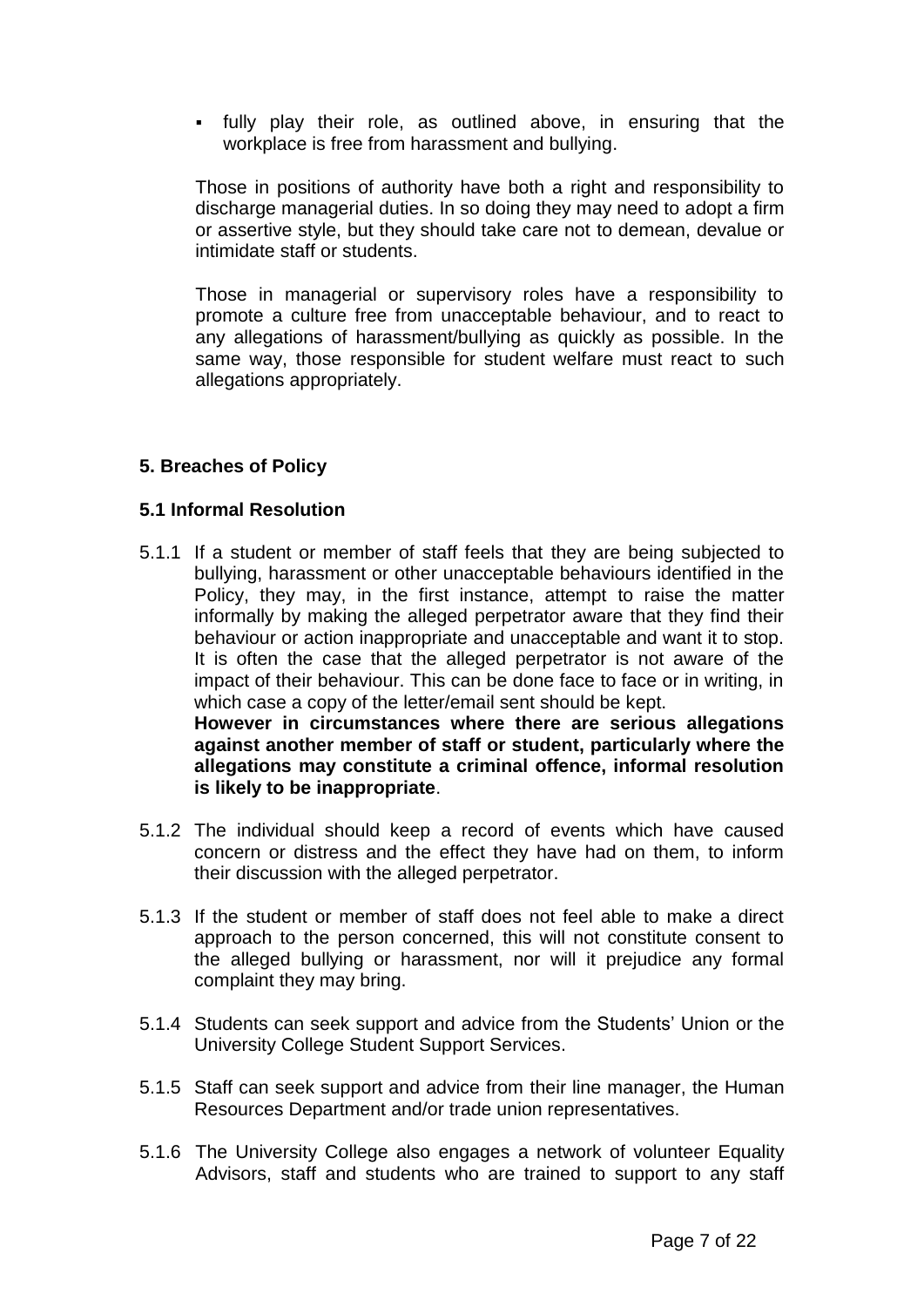- fully play their role, as outlined above, in ensuring that the workplace is free from harassment and bullying.

Those in positions of authority have both a right and responsibility to discharge managerial duties. In so doing they may need to adopt a firm or assertive style, but they should take care not to demean, devalue or intimidate staff or students.

Those in managerial or supervisory roles have a responsibility to promote a culture free from unacceptable behaviour, and to react to any allegations of harassment/bullying as quickly as possible. In the same way, those responsible for student welfare must react to such allegations appropriately.

## 5. Breaches of Policy

### 5.1 Informal Resolution

5.1.1 If a student or member of staff feels that they are being subjected to bullying, harassment or other unacceptable behaviours identified in the Policy, they may, in the first instance, attempt to raise the matter informally by making the alleged perpetrator aware that they find their behaviour or action inappropriate and unacceptable and want it to stop. It is often the case that the alleged perpetrator is not aware of the impact of their behaviour. This can be done face to face or in writing, in which case a copy of the letter/email sent should be kept.
**However in circumstances where there are serious allegations against another member of staff or student, particularly where the allegations may constitute a criminal offence, informal resolution is likely to be inappropriate**.

5.1.2 The individual should keep a record of events which have caused concern or distress and the effect they have had on them, to inform their discussion with the alleged perpetrator.

5.1.3 If the student or member of staff does not feel able to make a direct approach to the person concerned, this will not constitute consent to the alleged bullying or harassment, nor will it prejudice any formal complaint they may bring.

5.1.4 Students can seek support and advice from the Students' Union or the University College Student Support Services.

5.1.5 Staff can seek support and advice from their line manager, the Human Resources Department and/or trade union representatives.

5.1.6 The University College also engages a network of volunteer Equality Advisors, staff and students who are trained to support to any staff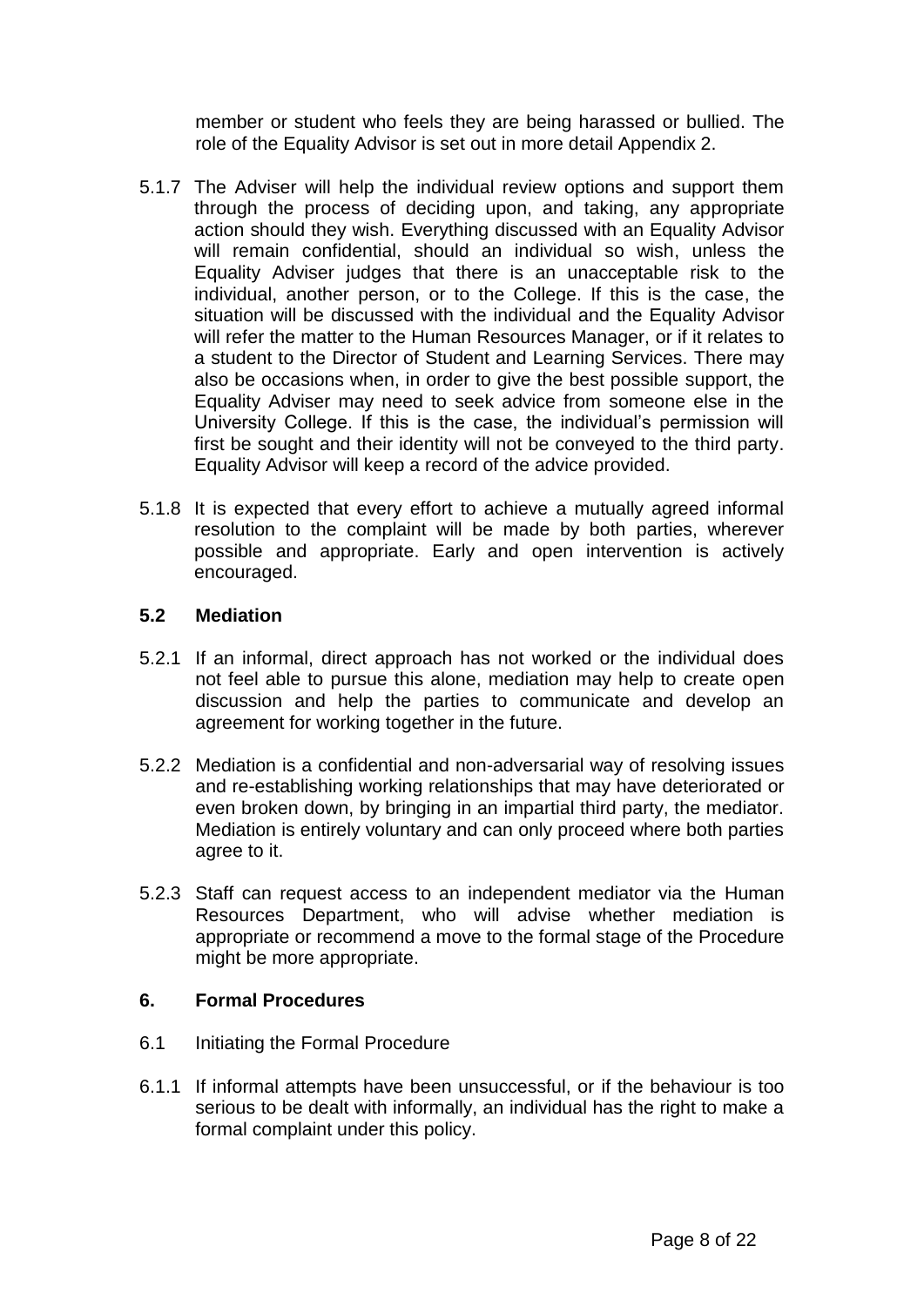member or student who feels they are being harassed or bullied. The role of the Equality Advisor is set out in more detail Appendix 2.

5.1.7 The Adviser will help the individual review options and support them through the process of deciding upon, and taking, any appropriate action should they wish. Everything discussed with an Equality Advisor will remain confidential, should an individual so wish, unless the Equality Adviser judges that there is an unacceptable risk to the individual, another person, or to the College. If this is the case, the situation will be discussed with the individual and the Equality Advisor will refer the matter to the Human Resources Manager, or if it relates to a student to the Director of Student and Learning Services. There may also be occasions when, in order to give the best possible support, the Equality Adviser may need to seek advice from someone else in the University College. If this is the case, the individual's permission will first be sought and their identity will not be conveyed to the third party. Equality Advisor will keep a record of the advice provided.

5.1.8 It is expected that every effort to achieve a mutually agreed informal resolution to the complaint will be made by both parties, wherever possible and appropriate. Early and open intervention is actively encouraged.

### 5.2 Mediation

5.2.1 If an informal, direct approach has not worked or the individual does not feel able to pursue this alone, mediation may help to create open discussion and help the parties to communicate and develop an agreement for working together in the future.

5.2.2 Mediation is a confidential and non-adversarial way of resolving issues and re-establishing working relationships that may have deteriorated or even broken down, by bringing in an impartial third party, the mediator. Mediation is entirely voluntary and can only proceed where both parties agree to it.

5.2.3 Staff can request access to an independent mediator via the Human Resources Department, who will advise whether mediation is appropriate or recommend a move to the formal stage of the Procedure might be more appropriate.

## 6. Formal Procedures

6.1 Initiating the Formal Procedure

6.1.1 If informal attempts have been unsuccessful, or if the behaviour is too serious to be dealt with informally, an individual has the right to make a formal complaint under this policy.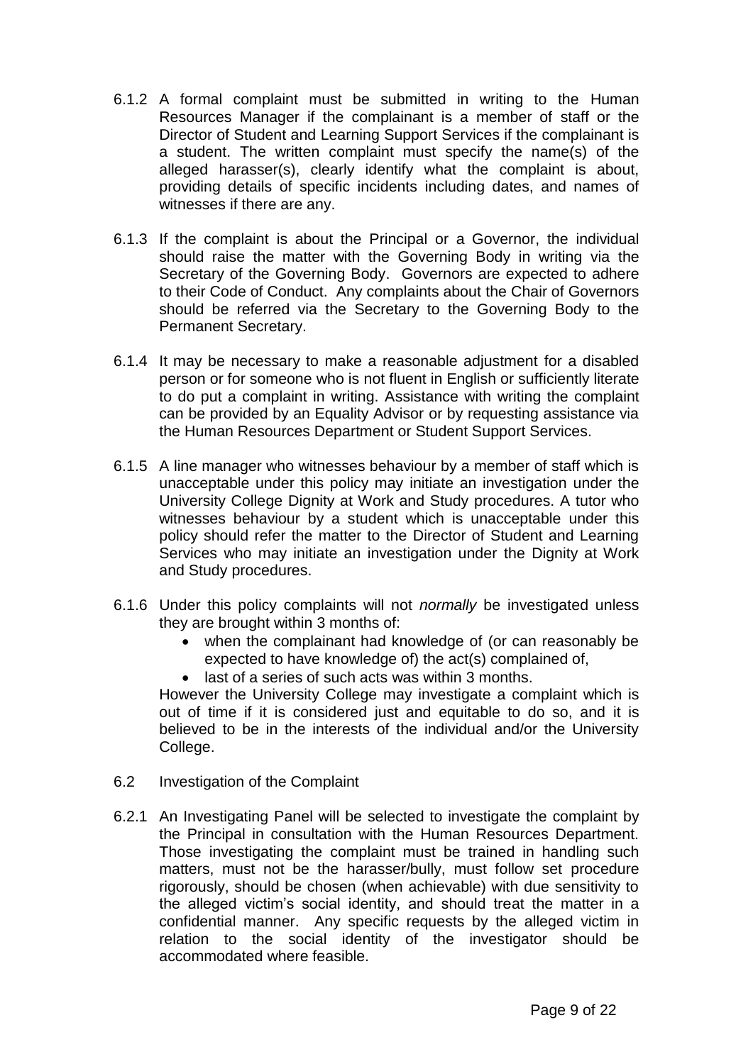6.1.2 A formal complaint must be submitted in writing to the Human Resources Manager if the complainant is a member of staff or the Director of Student and Learning Support Services if the complainant is a student. The written complaint must specify the name(s) of the alleged harasser(s), clearly identify what the complaint is about, providing details of specific incidents including dates, and names of witnesses if there are any.

6.1.3 If the complaint is about the Principal or a Governor, the individual should raise the matter with the Governing Body in writing via the Secretary of the Governing Body. Governors are expected to adhere to their Code of Conduct. Any complaints about the Chair of Governors should be referred via the Secretary to the Governing Body to the Permanent Secretary.

6.1.4 It may be necessary to make a reasonable adjustment for a disabled person or for someone who is not fluent in English or sufficiently literate to do put a complaint in writing. Assistance with writing the complaint can be provided by an Equality Advisor or by requesting assistance via the Human Resources Department or Student Support Services.

6.1.5 A line manager who witnesses behaviour by a member of staff which is unacceptable under this policy may initiate an investigation under the University College Dignity at Work and Study procedures. A tutor who witnesses behaviour by a student which is unacceptable under this policy should refer the matter to the Director of Student and Learning Services who may initiate an investigation under the Dignity at Work and Study procedures.

6.1.6 Under this policy complaints will not *normally* be investigated unless they are brought within 3 months of:

- when the complainant had knowledge of (or can reasonably be expected to have knowledge of) the act(s) complained of,
- last of a series of such acts was within 3 months.

However the University College may investigate a complaint which is out of time if it is considered just and equitable to do so, and it is believed to be in the interests of the individual and/or the University College.

6.2 Investigation of the Complaint

6.2.1 An Investigating Panel will be selected to investigate the complaint by the Principal in consultation with the Human Resources Department. Those investigating the complaint must be trained in handling such matters, must not be the harasser/bully, must follow set procedure rigorously, should be chosen (when achievable) with due sensitivity to the alleged victim's social identity, and should treat the matter in a confidential manner. Any specific requests by the alleged victim in relation to the social identity of the investigator should be accommodated where feasible.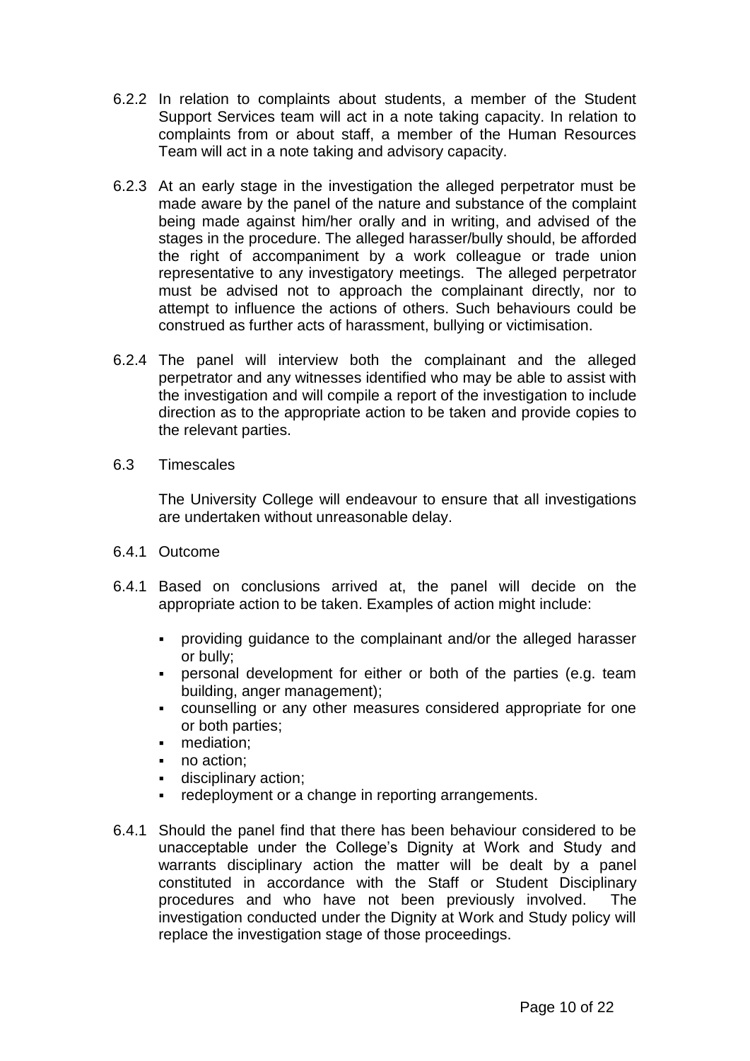6.2.2 In relation to complaints about students, a member of the Student Support Services team will act in a note taking capacity. In relation to complaints from or about staff, a member of the Human Resources Team will act in a note taking and advisory capacity.

6.2.3 At an early stage in the investigation the alleged perpetrator must be made aware by the panel of the nature and substance of the complaint being made against him/her orally and in writing, and advised of the stages in the procedure. The alleged harasser/bully should, be afforded the right of accompaniment by a work colleague or trade union representative to any investigatory meetings. The alleged perpetrator must be advised not to approach the complainant directly, nor to attempt to influence the actions of others. Such behaviours could be construed as further acts of harassment, bullying or victimisation.

6.2.4 The panel will interview both the complainant and the alleged perpetrator and any witnesses identified who may be able to assist with the investigation and will compile a report of the investigation to include direction as to the appropriate action to be taken and provide copies to the relevant parties.

6.3 Timescales

The University College will endeavour to ensure that all investigations are undertaken without unreasonable delay.

6.4.1 Outcome

6.4.1 Based on conclusions arrived at, the panel will decide on the appropriate action to be taken. Examples of action might include:

- providing guidance to the complainant and/or the alleged harasser or bully;
- personal development for either or both of the parties (e.g. team building, anger management);
- counselling or any other measures considered appropriate for one or both parties;
- mediation;
- no action;
- disciplinary action;
- redeployment or a change in reporting arrangements.

6.4.1 Should the panel find that there has been behaviour considered to be unacceptable under the College's Dignity at Work and Study and warrants disciplinary action the matter will be dealt by a panel constituted in accordance with the Staff or Student Disciplinary procedures and who have not been previously involved. The investigation conducted under the Dignity at Work and Study policy will replace the investigation stage of those proceedings.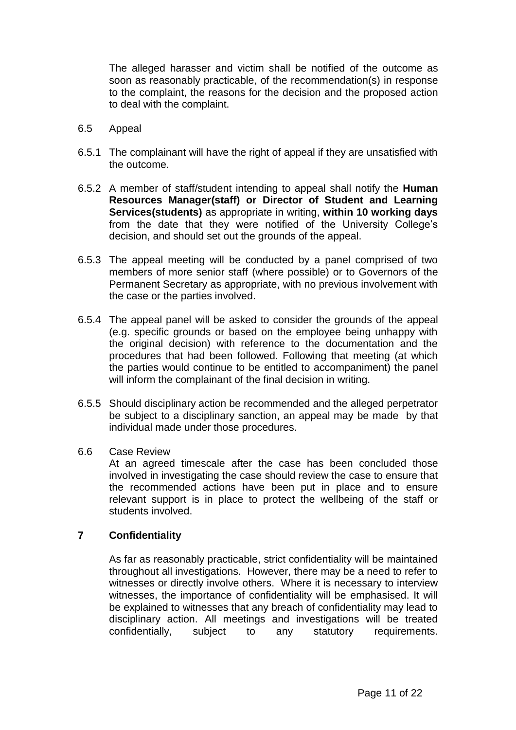The alleged harasser and victim shall be notified of the outcome as soon as reasonably practicable, of the recommendation(s) in response to the complaint, the reasons for the decision and the proposed action to deal with the complaint.

6.5 Appeal

6.5.1 The complainant will have the right of appeal if they are unsatisfied with the outcome.

6.5.2 A member of staff/student intending to appeal shall notify the **Human Resources Manager(staff) or Director of Student and Learning Services(students)** as appropriate in writing, **within 10 working days** from the date that they were notified of the University College's decision, and should set out the grounds of the appeal.

6.5.3 The appeal meeting will be conducted by a panel comprised of two members of more senior staff (where possible) or to Governors of the Permanent Secretary as appropriate, with no previous involvement with the case or the parties involved.

6.5.4 The appeal panel will be asked to consider the grounds of the appeal (e.g. specific grounds or based on the employee being unhappy with the original decision) with reference to the documentation and the procedures that had been followed. Following that meeting (at which the parties would continue to be entitled to accompaniment) the panel will inform the complainant of the final decision in writing.

6.5.5 Should disciplinary action be recommended and the alleged perpetrator be subject to a disciplinary sanction, an appeal may be made by that individual made under those procedures.

6.6 Case Review

At an agreed timescale after the case has been concluded those involved in investigating the case should review the case to ensure that the recommended actions have been put in place and to ensure relevant support is in place to protect the wellbeing of the staff or students involved.

## 7 Confidentiality

As far as reasonably practicable, strict confidentiality will be maintained throughout all investigations. However, there may be a need to refer to witnesses or directly involve others. Where it is necessary to interview witnesses, the importance of confidentiality will be emphasised. It will be explained to witnesses that any breach of confidentiality may lead to disciplinary action. All meetings and investigations will be treated confidentially, subject to any statutory requirements.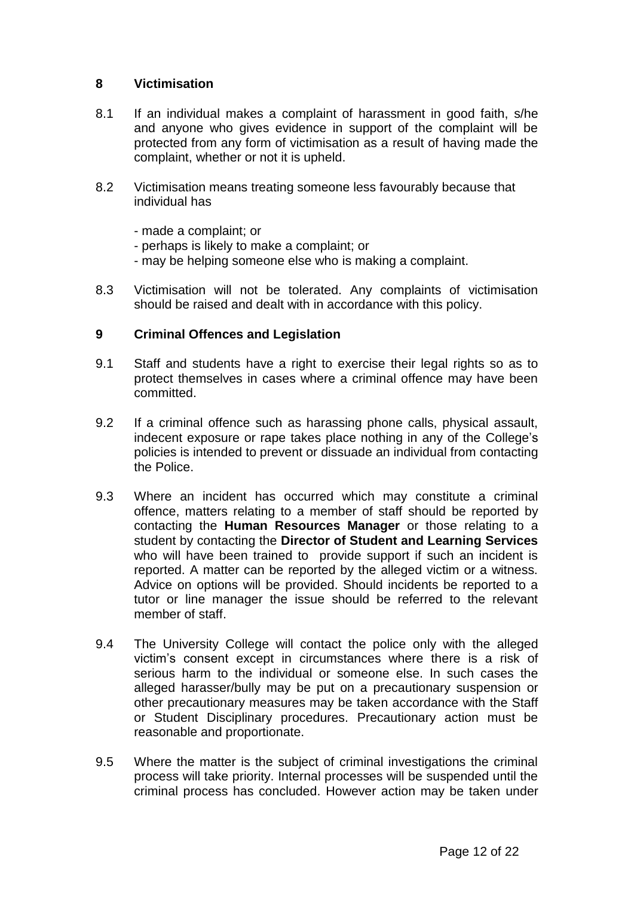## 8 Victimisation

8.1 If an individual makes a complaint of harassment in good faith, s/he and anyone who gives evidence in support of the complaint will be protected from any form of victimisation as a result of having made the complaint, whether or not it is upheld.

8.2 Victimisation means treating someone less favourably because that individual has

- made a complaint; or
- perhaps is likely to make a complaint; or
- may be helping someone else who is making a complaint.

8.3 Victimisation will not be tolerated. Any complaints of victimisation should be raised and dealt with in accordance with this policy.

## 9 Criminal Offences and Legislation

9.1 Staff and students have a right to exercise their legal rights so as to protect themselves in cases where a criminal offence may have been committed.

9.2 If a criminal offence such as harassing phone calls, physical assault, indecent exposure or rape takes place nothing in any of the College's policies is intended to prevent or dissuade an individual from contacting the Police.

9.3 Where an incident has occurred which may constitute a criminal offence, matters relating to a member of staff should be reported by contacting the **Human Resources Manager** or those relating to a student by contacting the **Director of Student and Learning Services** who will have been trained to provide support if such an incident is reported. A matter can be reported by the alleged victim or a witness. Advice on options will be provided. Should incidents be reported to a tutor or line manager the issue should be referred to the relevant member of staff.

9.4 The University College will contact the police only with the alleged victim's consent except in circumstances where there is a risk of serious harm to the individual or someone else. In such cases the alleged harasser/bully may be put on a precautionary suspension or other precautionary measures may be taken accordance with the Staff or Student Disciplinary procedures. Precautionary action must be reasonable and proportionate.

9.5 Where the matter is the subject of criminal investigations the criminal process will take priority. Internal processes will be suspended until the criminal process has concluded. However action may be taken under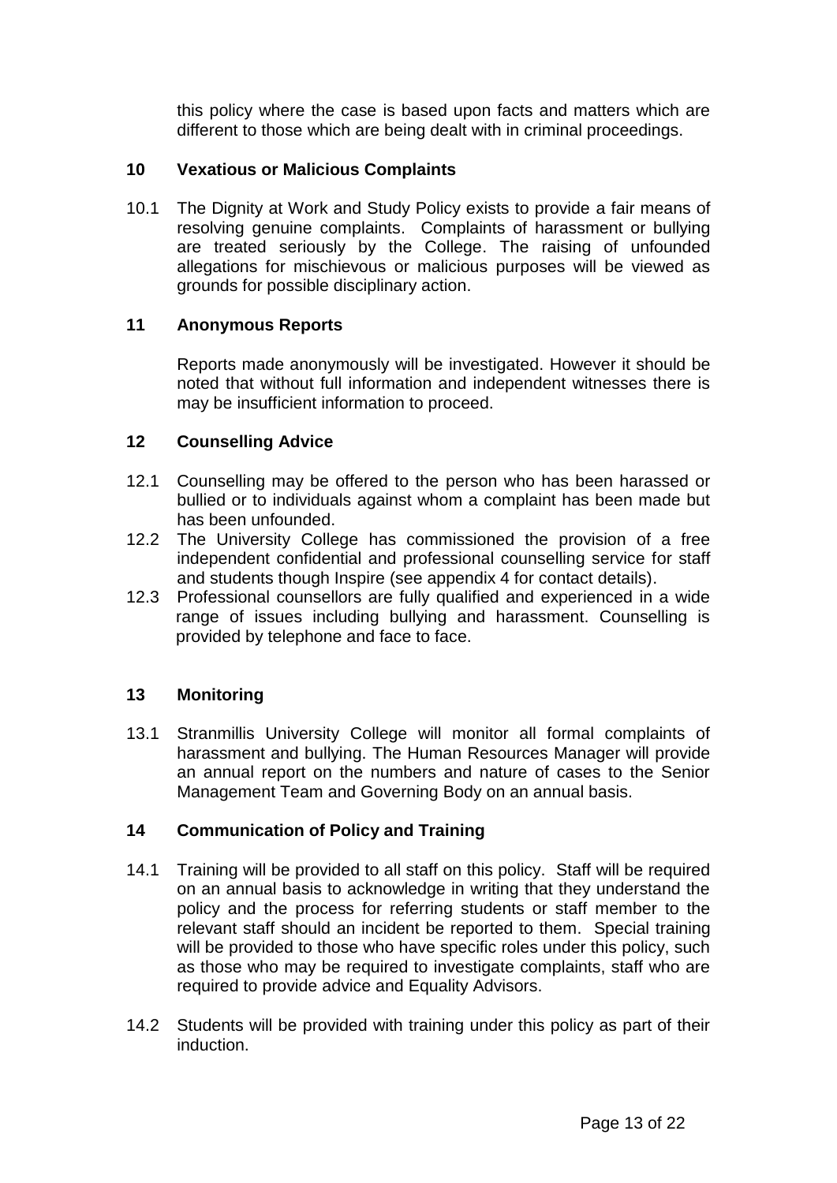this policy where the case is based upon facts and matters which are different to those which are being dealt with in criminal proceedings.

## 10 Vexatious or Malicious Complaints

10.1 The Dignity at Work and Study Policy exists to provide a fair means of resolving genuine complaints. Complaints of harassment or bullying are treated seriously by the College. The raising of unfounded allegations for mischievous or malicious purposes will be viewed as grounds for possible disciplinary action.

## 11 Anonymous Reports

Reports made anonymously will be investigated. However it should be noted that without full information and independent witnesses there is may be insufficient information to proceed.

## 12 Counselling Advice

12.1 Counselling may be offered to the person who has been harassed or bullied or to individuals against whom a complaint has been made but has been unfounded.

12.2 The University College has commissioned the provision of a free independent confidential and professional counselling service for staff and students though Inspire (see appendix 4 for contact details).

12.3 Professional counsellors are fully qualified and experienced in a wide range of issues including bullying and harassment. Counselling is provided by telephone and face to face.

## 13 Monitoring

13.1 Stranmillis University College will monitor all formal complaints of harassment and bullying. The Human Resources Manager will provide an annual report on the numbers and nature of cases to the Senior Management Team and Governing Body on an annual basis.

## 14 Communication of Policy and Training

14.1 Training will be provided to all staff on this policy. Staff will be required on an annual basis to acknowledge in writing that they understand the policy and the process for referring students or staff member to the relevant staff should an incident be reported to them. Special training will be provided to those who have specific roles under this policy, such as those who may be required to investigate complaints, staff who are required to provide advice and Equality Advisors.

14.2 Students will be provided with training under this policy as part of their induction.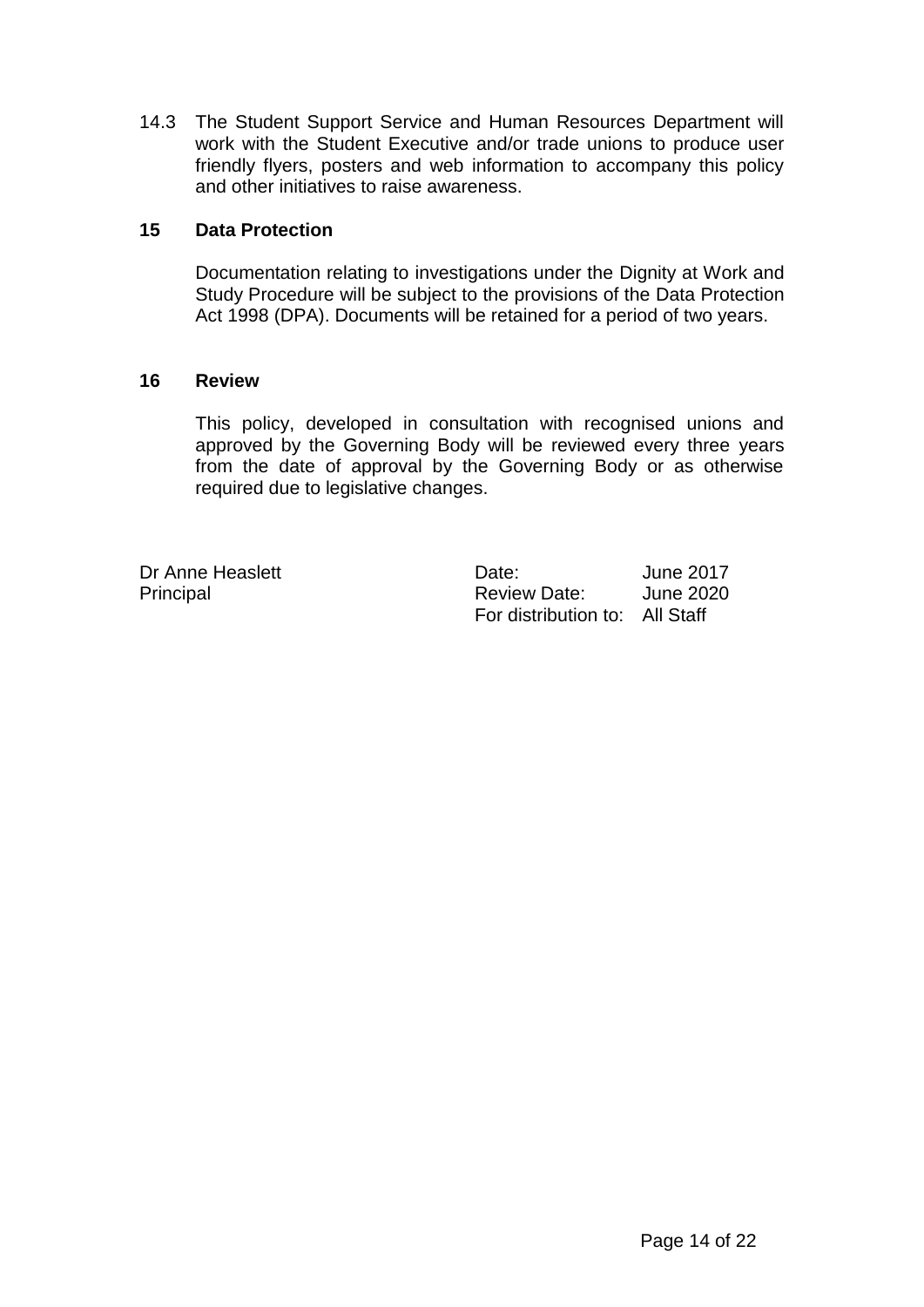14.3 The Student Support Service and Human Resources Department will work with the Student Executive and/or trade unions to produce user friendly flyers, posters and web information to accompany this policy and other initiatives to raise awareness.

## 15 Data Protection

Documentation relating to investigations under the Dignity at Work and Study Procedure will be subject to the provisions of the Data Protection Act 1998 (DPA). Documents will be retained for a period of two years.

## 16 Review

This policy, developed in consultation with recognised unions and approved by the Governing Body will be reviewed every three years from the date of approval by the Governing Body or as otherwise required due to legislative changes.

Dr Anne Heaslett
Principal

Date: June 2017
Review Date: June 2020
For distribution to: All Staff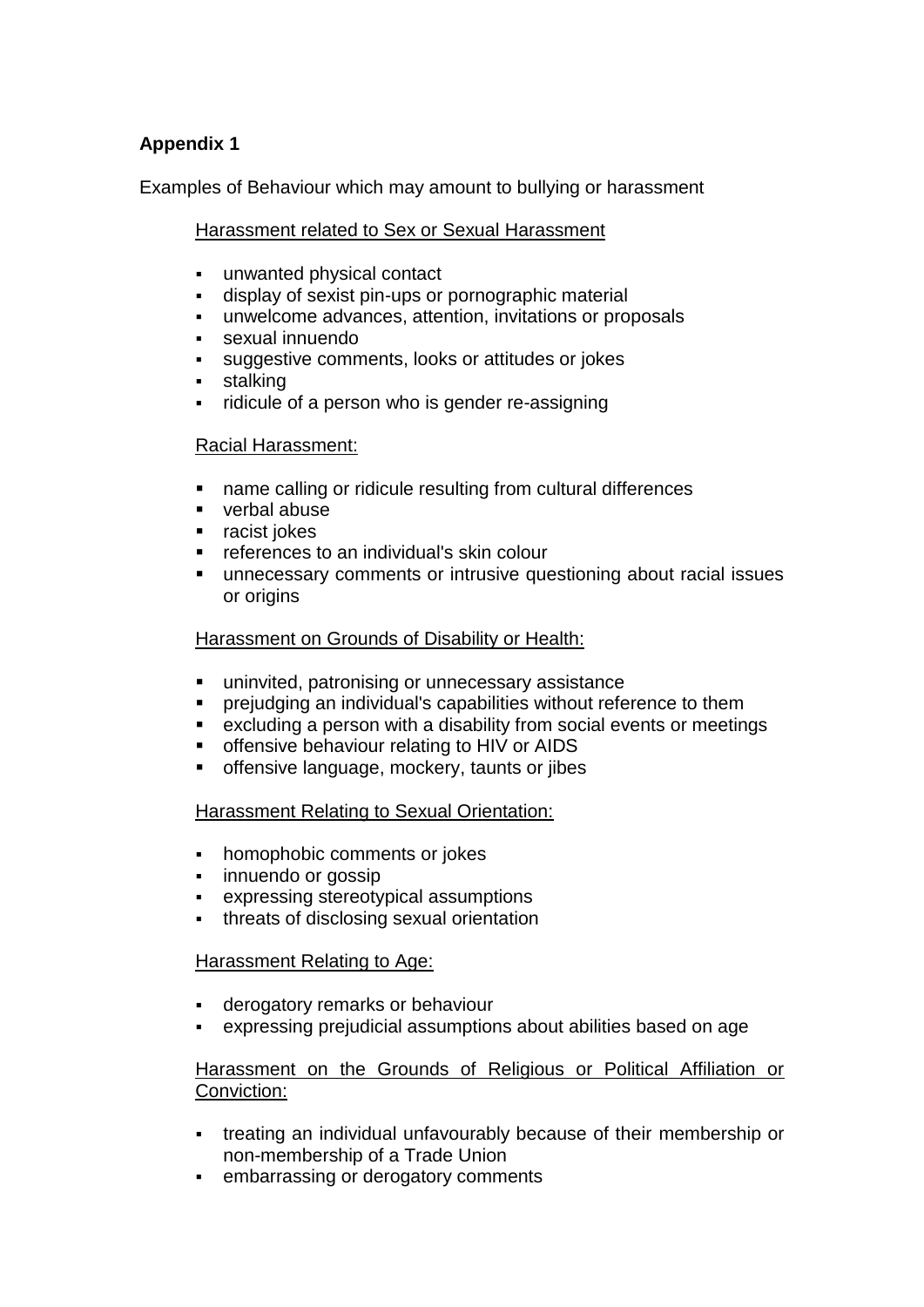**Appendix 1**

Examples of Behaviour which may amount to bullying or harassment

Harassment related to Sex or Sexual Harassment

- unwanted physical contact
- display of sexist pin-ups or pornographic material
- unwelcome advances, attention, invitations or proposals
- sexual innuendo
- suggestive comments, looks or attitudes or jokes
- stalking
- ridicule of a person who is gender re-assigning

Racial Harassment:

- name calling or ridicule resulting from cultural differences
- verbal abuse
- racist jokes
- references to an individual's skin colour
- unnecessary comments or intrusive questioning about racial issues or origins

Harassment on Grounds of Disability or Health:

- uninvited, patronising or unnecessary assistance
- prejudging an individual's capabilities without reference to them
- excluding a person with a disability from social events or meetings
- offensive behaviour relating to HIV or AIDS
- offensive language, mockery, taunts or jibes

Harassment Relating to Sexual Orientation:

- homophobic comments or jokes
- innuendo or gossip
- expressing stereotypical assumptions
- threats of disclosing sexual orientation

Harassment Relating to Age:

- derogatory remarks or behaviour
- expressing prejudicial assumptions about abilities based on age

Harassment on the Grounds of Religious or Political Affiliation or Conviction:

- treating an individual unfavourably because of their membership or non-membership of a Trade Union
- embarrassing or derogatory comments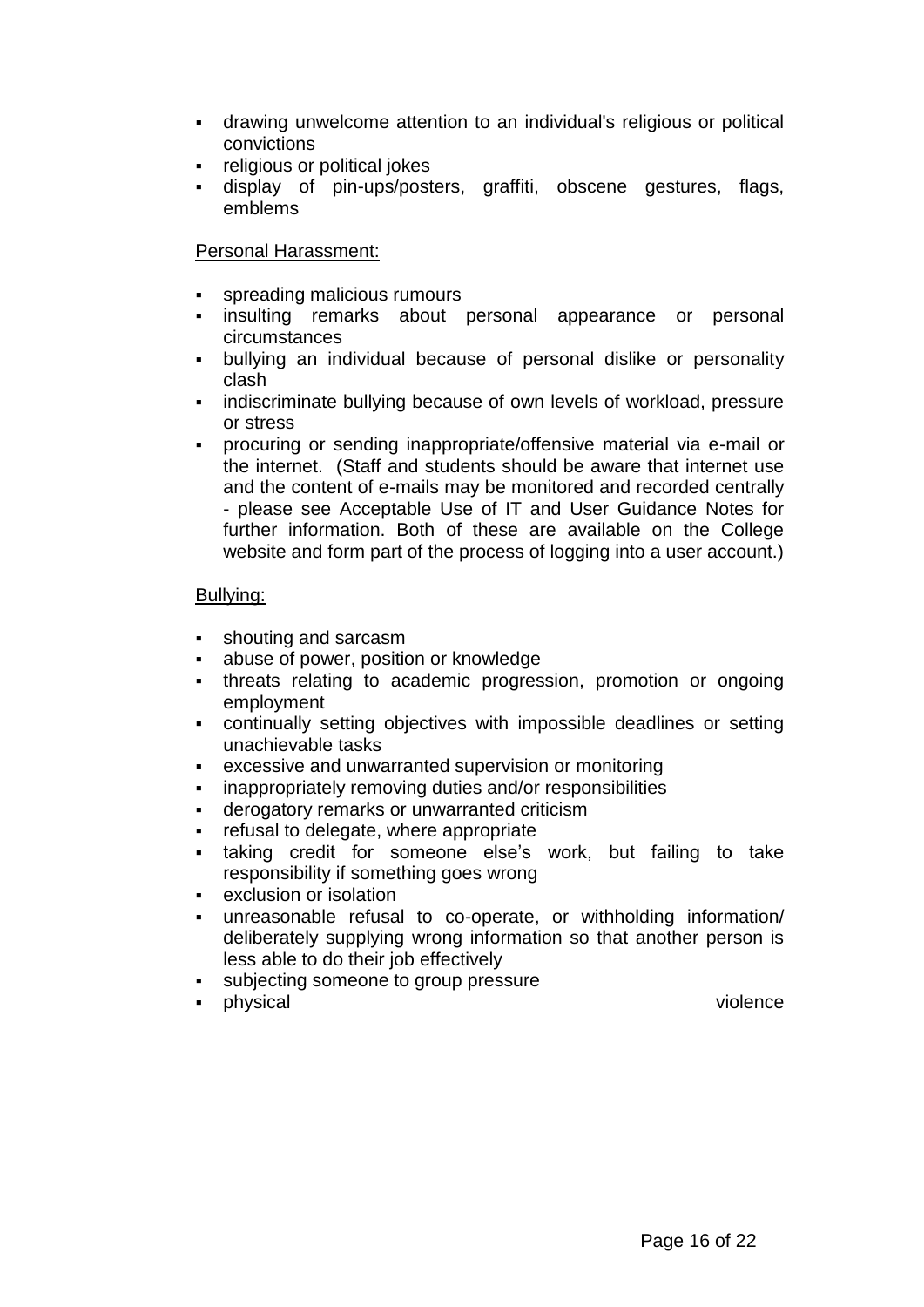- drawing unwelcome attention to an individual's religious or political convictions
- religious or political jokes
- display of pin-ups/posters, graffiti, obscene gestures, flags, emblems

Personal Harassment:

- spreading malicious rumours
- insulting remarks about personal appearance or personal circumstances
- bullying an individual because of personal dislike or personality clash
- indiscriminate bullying because of own levels of workload, pressure or stress
- procuring or sending inappropriate/offensive material via e-mail or the internet. (Staff and students should be aware that internet use and the content of e-mails may be monitored and recorded centrally - please see Acceptable Use of IT and User Guidance Notes for further information. Both of these are available on the College website and form part of the process of logging into a user account.)

Bullying:

- shouting and sarcasm
- abuse of power, position or knowledge
- threats relating to academic progression, promotion or ongoing employment
- continually setting objectives with impossible deadlines or setting unachievable tasks
- excessive and unwarranted supervision or monitoring
- inappropriately removing duties and/or responsibilities
- derogatory remarks or unwarranted criticism
- refusal to delegate, where appropriate
- taking credit for someone else's work, but failing to take responsibility if something goes wrong
- exclusion or isolation
- unreasonable refusal to co-operate, or withholding information/ deliberately supplying wrong information so that another person is less able to do their job effectively
- subjecting someone to group pressure
- physical violence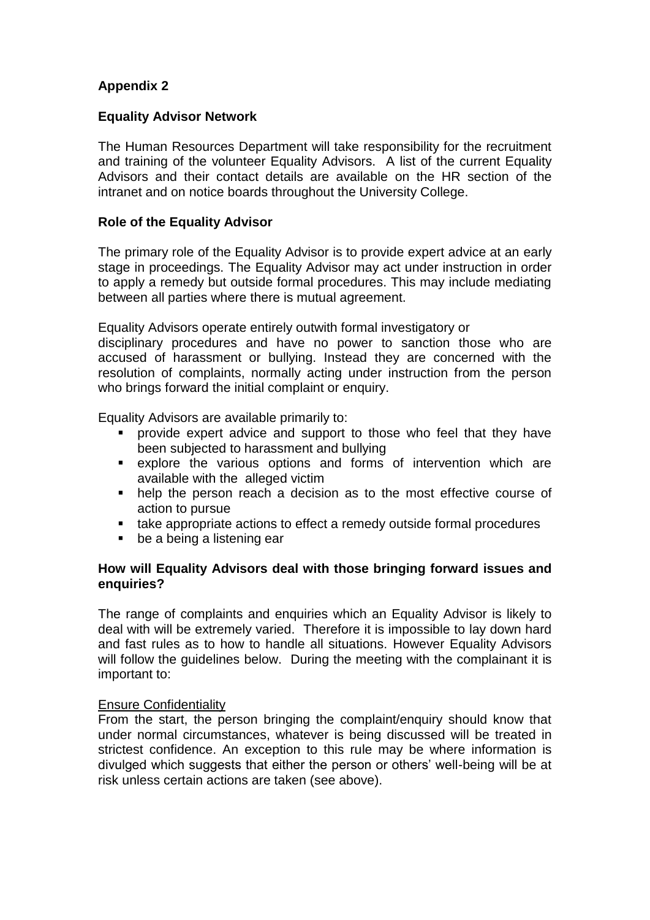## Appendix 2

### Equality Advisor Network

The Human Resources Department will take responsibility for the recruitment and training of the volunteer Equality Advisors. A list of the current Equality Advisors and their contact details are available on the HR section of the intranet and on notice boards throughout the University College.

### Role of the Equality Advisor

The primary role of the Equality Advisor is to provide expert advice at an early stage in proceedings. The Equality Advisor may act under instruction in order to apply a remedy but outside formal procedures. This may include mediating between all parties where there is mutual agreement.

Equality Advisors operate entirely outwith formal investigatory or disciplinary procedures and have no power to sanction those who are accused of harassment or bullying. Instead they are concerned with the resolution of complaints, normally acting under instruction from the person who brings forward the initial complaint or enquiry.

Equality Advisors are available primarily to:

- provide expert advice and support to those who feel that they have been subjected to harassment and bullying
- explore the various options and forms of intervention which are available with the alleged victim
- help the person reach a decision as to the most effective course of action to pursue
- take appropriate actions to effect a remedy outside formal procedures
- be a being a listening ear

### How will Equality Advisors deal with those bringing forward issues and enquiries?

The range of complaints and enquiries which an Equality Advisor is likely to deal with will be extremely varied. Therefore it is impossible to lay down hard and fast rules as to how to handle all situations. However Equality Advisors will follow the guidelines below. During the meeting with the complainant it is important to:

<u>Ensure Confidentiality</u>

From the start, the person bringing the complaint/enquiry should know that under normal circumstances, whatever is being discussed will be treated in strictest confidence. An exception to this rule may be where information is divulged which suggests that either the person or others' well-being will be at risk unless certain actions are taken (see above).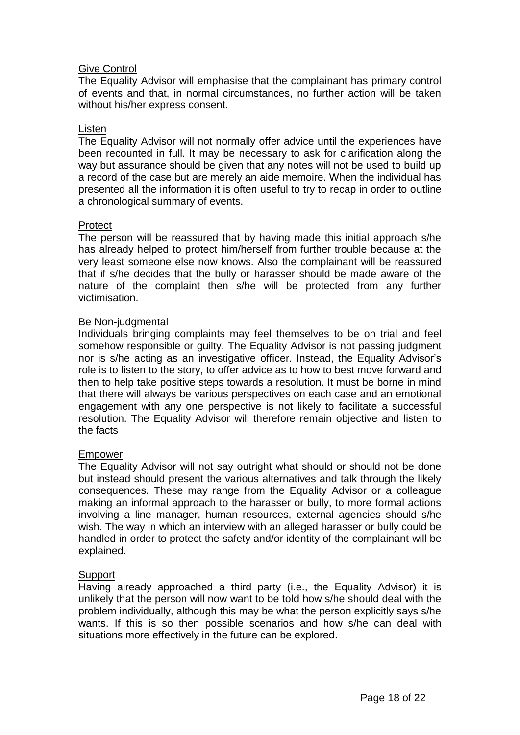<u>Give Control</u>

The Equality Advisor will emphasise that the complainant has primary control of events and that, in normal circumstances, no further action will be taken without his/her express consent.

<u>Listen</u>

The Equality Advisor will not normally offer advice until the experiences have been recounted in full. It may be necessary to ask for clarification along the way but assurance should be given that any notes will not be used to build up a record of the case but are merely an aide memoire. When the individual has presented all the information it is often useful to try to recap in order to outline a chronological summary of events.

<u>Protect</u>

The person will be reassured that by having made this initial approach s/he has already helped to protect him/herself from further trouble because at the very least someone else now knows. Also the complainant will be reassured that if s/he decides that the bully or harasser should be made aware of the nature of the complaint then s/he will be protected from any further victimisation.

<u>Be Non-judgmental</u>

Individuals bringing complaints may feel themselves to be on trial and feel somehow responsible or guilty. The Equality Advisor is not passing judgment nor is s/he acting as an investigative officer. Instead, the Equality Advisor's role is to listen to the story, to offer advice as to how to best move forward and then to help take positive steps towards a resolution. It must be borne in mind that there will always be various perspectives on each case and an emotional engagement with any one perspective is not likely to facilitate a successful resolution. The Equality Advisor will therefore remain objective and listen to the facts

<u>Empower</u>

The Equality Advisor will not say outright what should or should not be done but instead should present the various alternatives and talk through the likely consequences. These may range from the Equality Advisor or a colleague making an informal approach to the harasser or bully, to more formal actions involving a line manager, human resources, external agencies should s/he wish. The way in which an interview with an alleged harasser or bully could be handled in order to protect the safety and/or identity of the complainant will be explained.

<u>Support</u>

Having already approached a third party (i.e., the Equality Advisor) it is unlikely that the person will now want to be told how s/he should deal with the problem individually, although this may be what the person explicitly says s/he wants. If this is so then possible scenarios and how s/he can deal with situations more effectively in the future can be explored.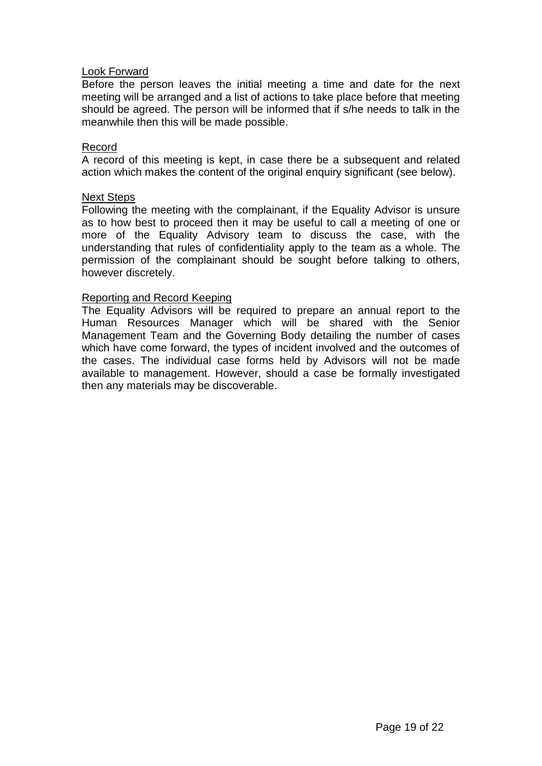### Look Forward

Before the person leaves the initial meeting a time and date for the next meeting will be arranged and a list of actions to take place before that meeting should be agreed. The person will be informed that if s/he needs to talk in the meanwhile then this will be made possible.

### Record

A record of this meeting is kept, in case there be a subsequent and related action which makes the content of the original enquiry significant (see below).

### Next Steps

Following the meeting with the complainant, if the Equality Advisor is unsure as to how best to proceed then it may be useful to call a meeting of one or more of the Equality Advisory team to discuss the case, with the understanding that rules of confidentiality apply to the team as a whole. The permission of the complainant should be sought before talking to others, however discretely.

### Reporting and Record Keeping

The Equality Advisors will be required to prepare an annual report to the Human Resources Manager which will be shared with the Senior Management Team and the Governing Body detailing the number of cases which have come forward, the types of incident involved and the outcomes of the cases. The individual case forms held by Advisors will not be made available to management. However, should a case be formally investigated then any materials may be discoverable.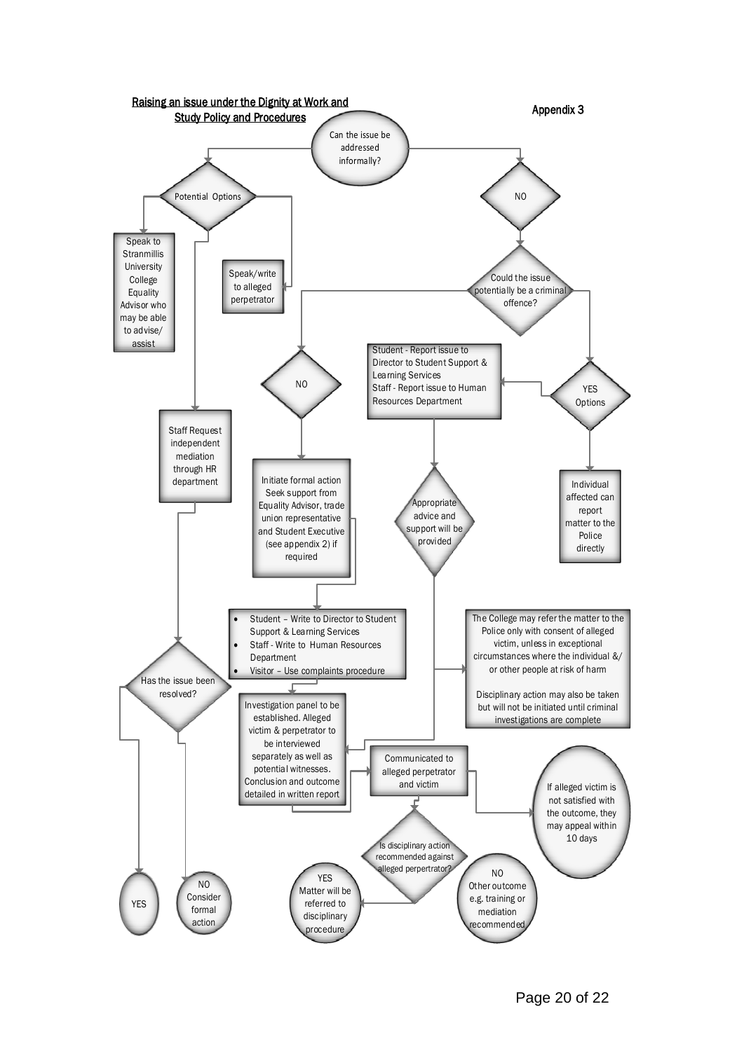## Raising an issue under the Dignity at Work and Study Policy and Procedures

Appendix 3

Can the issue be addressed informally?

Potential Options

Speak to Stranmillis University College Equality Advisor who may be able to advise/ assist

Speak/write to alleged perpetrator

Staff Request independent mediation through HR department

Has the issue been resolved?

YES

NO Consider formal action

NO

Could the issue potentially be a criminal offence?

NO

Initiate formal action Seek support from Equality Advisor, trade union representative and Student Executive (see appendix 2) if required

- Student – Write to Director to Student Support & Learning Services
- Staff - Write to Human Resources Department
- Visitor – Use complaints procedure

Investigation panel to be established. Alleged victim & perpetrator to be interviewed separately as well as potential witnesses. Conclusion and outcome detailed in written report

Communicated to alleged perpetrator and victim

If alleged victim is not satisfied with the outcome, they may appeal within 10 days

Is disciplinary action recommended against alleged perpetrator?

YES Matter will be referred to disciplinary procedure

NO Other outcome e.g. training or mediation recommended

YES Options

Student - Report issue to Director to Student Support & Learning Services
Staff - Report issue to Human Resources Department

Appropriate advice and support will be provided

Individual affected can report matter to the Police directly

The College may refer the matter to the Police only with consent of alleged victim, unless in exceptional circumstances where the individual &/ or other people at risk of harm

Disciplinary action may also be taken but will not be initiated until criminal investigations are complete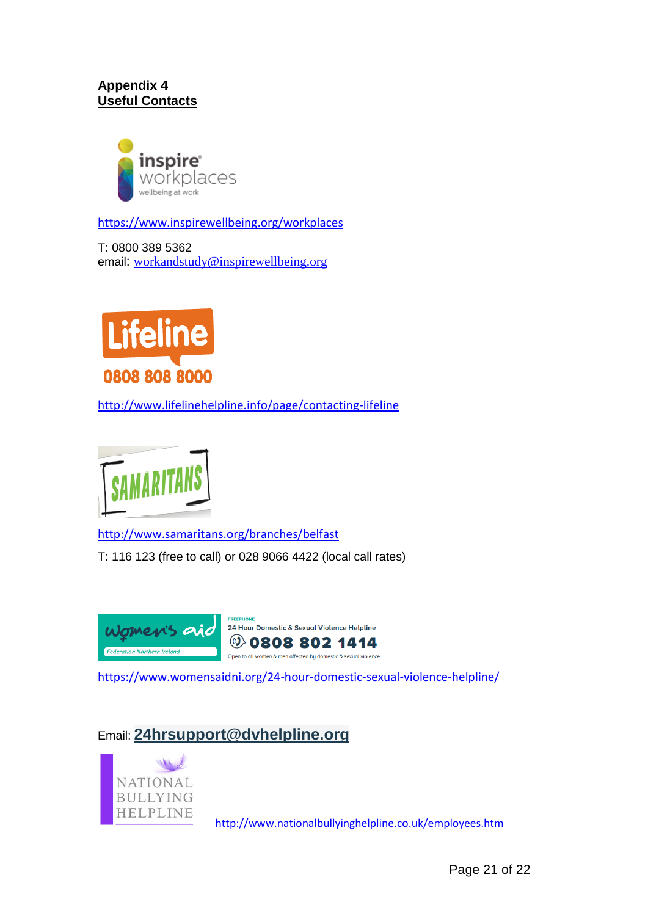**Appendix 4**
**Useful Contacts**

inspire workplaces
wellbeing at work

https://www.inspirewellbeing.org/workplaces

T: 0800 389 5362
email: workandstudy@inspirewellbeing.org

Lifeline
0808 808 8000

http://www.lifelinehelpline.info/page/contacting-lifeline

SAMARITANS

http://www.samaritans.org/branches/belfast

T: 116 123 (free to call) or 028 9066 4422 (local call rates)

Women's Aid Federation Northern Ireland

FREEPHONE
24 Hour Domestic & Sexual Violence Helpline
0808 802 1414
Open to all women & men affected by domestic & sexual violence

https://www.womensaidni.org/24-hour-domestic-sexual-violence-helpline/

Email: **24hrsupport@dvhelpline.org**

NATIONAL BULLYING HELPLINE

http://www.nationalbullyinghelpline.co.uk/employees.htm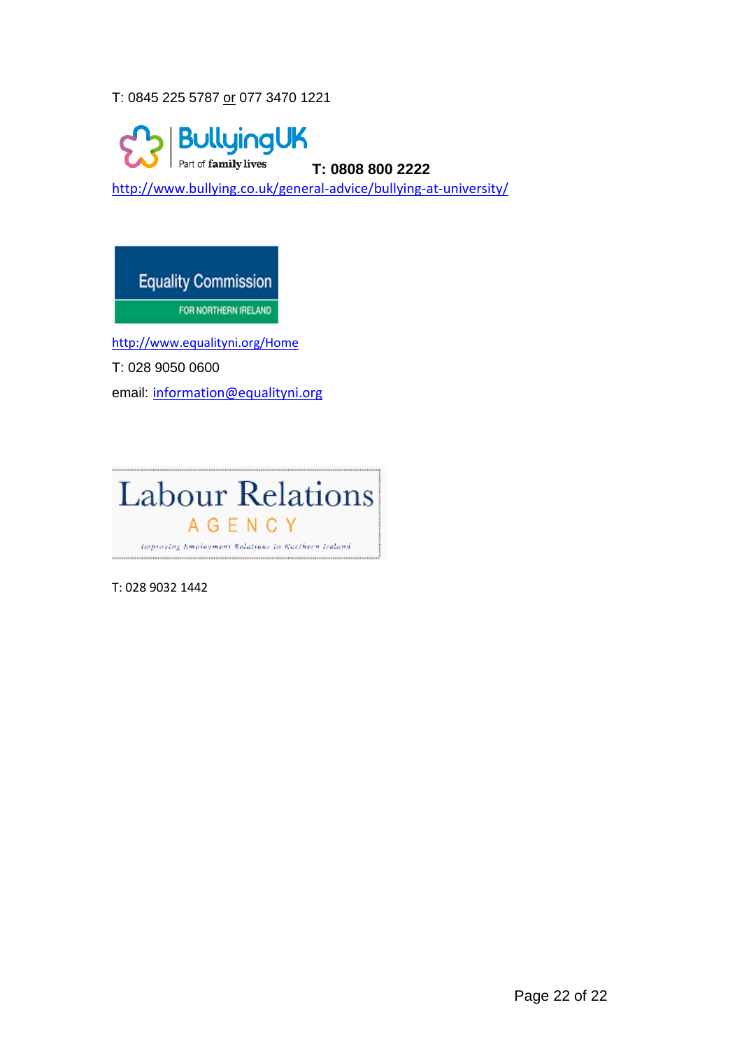T: 0845 225 5787 or 077 3470 1221

BullyingUK
Part of family lives

**T: 0808 800 2222**

http://www.bullying.co.uk/general-advice/bullying-at-university/

Equality Commission
FOR NORTHERN IRELAND

http://www.equalityni.org/Home

T: 028 9050 0600

email: information@equalityni.org

Labour Relations
AGENCY
Improving Employment Relations in Northern Ireland

T: 028 9032 1442